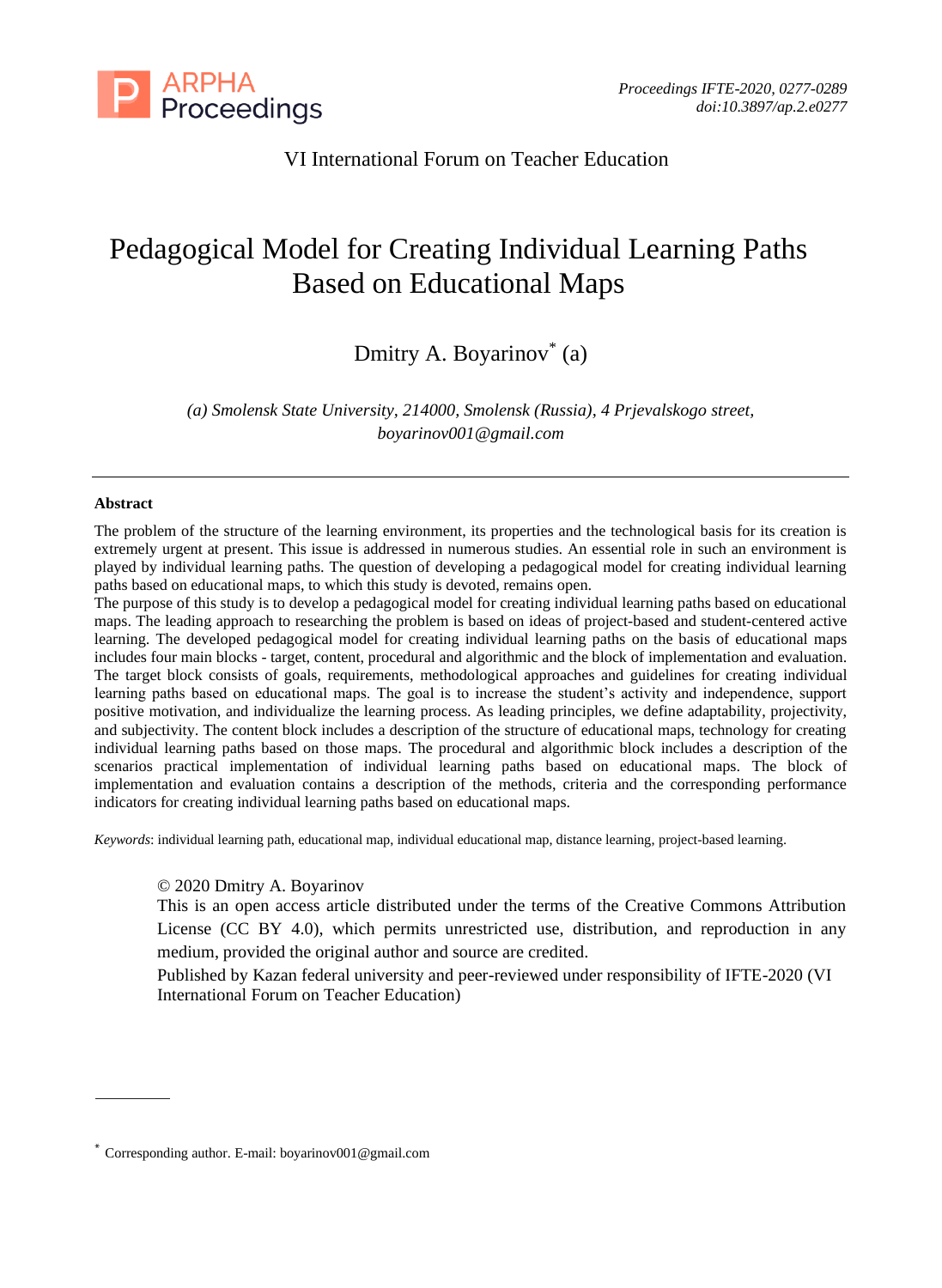VI International Forum on Teacher Education

# Pedagogical Model for Creating Individual Learning Paths Based on Educational Maps

Dmitry A. Boyarinov* (a)

*(a) Smolensk State University, 214000, Smolensk (Russia), 4 Prjevalskogo street, boyarinov001@gmail.com*

---

**Abstract**

The problem of the structure of the learning environment, its properties and the technological basis for its creation is extremely urgent at present. This issue is addressed in numerous studies. An essential role in such an environment is played by individual learning paths. The question of developing a pedagogical model for creating individual learning paths based on educational maps, to which this study is devoted, remains open.

The purpose of this study is to develop a pedagogical model for creating individual learning paths based on educational maps. The leading approach to researching the problem is based on ideas of project-based and student-centered active learning. The developed pedagogical model for creating individual learning paths on the basis of educational maps includes four main blocks - target, content, procedural and algorithmic and the block of implementation and evaluation. The target block consists of goals, requirements, methodological approaches and guidelines for creating individual learning paths based on educational maps. The goal is to increase the student's activity and independence, support positive motivation, and individualize the learning process. As leading principles, we define adaptability, projectivity, and subjectivity. The content block includes a description of the structure of educational maps, technology for creating individual learning paths based on those maps. The procedural and algorithmic block includes a description of the scenarios practical implementation of individual learning paths based on educational maps. The block of implementation and evaluation contains a description of the methods, criteria and the corresponding performance indicators for creating individual learning paths based on educational maps.

*Keywords*: individual learning path, educational map, individual educational map, distance learning, project-based learning.

© 2020 Dmitry A. Boyarinov
This is an open access article distributed under the terms of the Creative Commons Attribution License (CC BY 4.0), which permits unrestricted use, distribution, and reproduction in any medium, provided the original author and source are credited.
Published by Kazan federal university and peer-reviewed under responsibility of IFTE-2020 (VI International Forum on Teacher Education)

---

* Corresponding author. E-mail: boyarinov001@gmail.com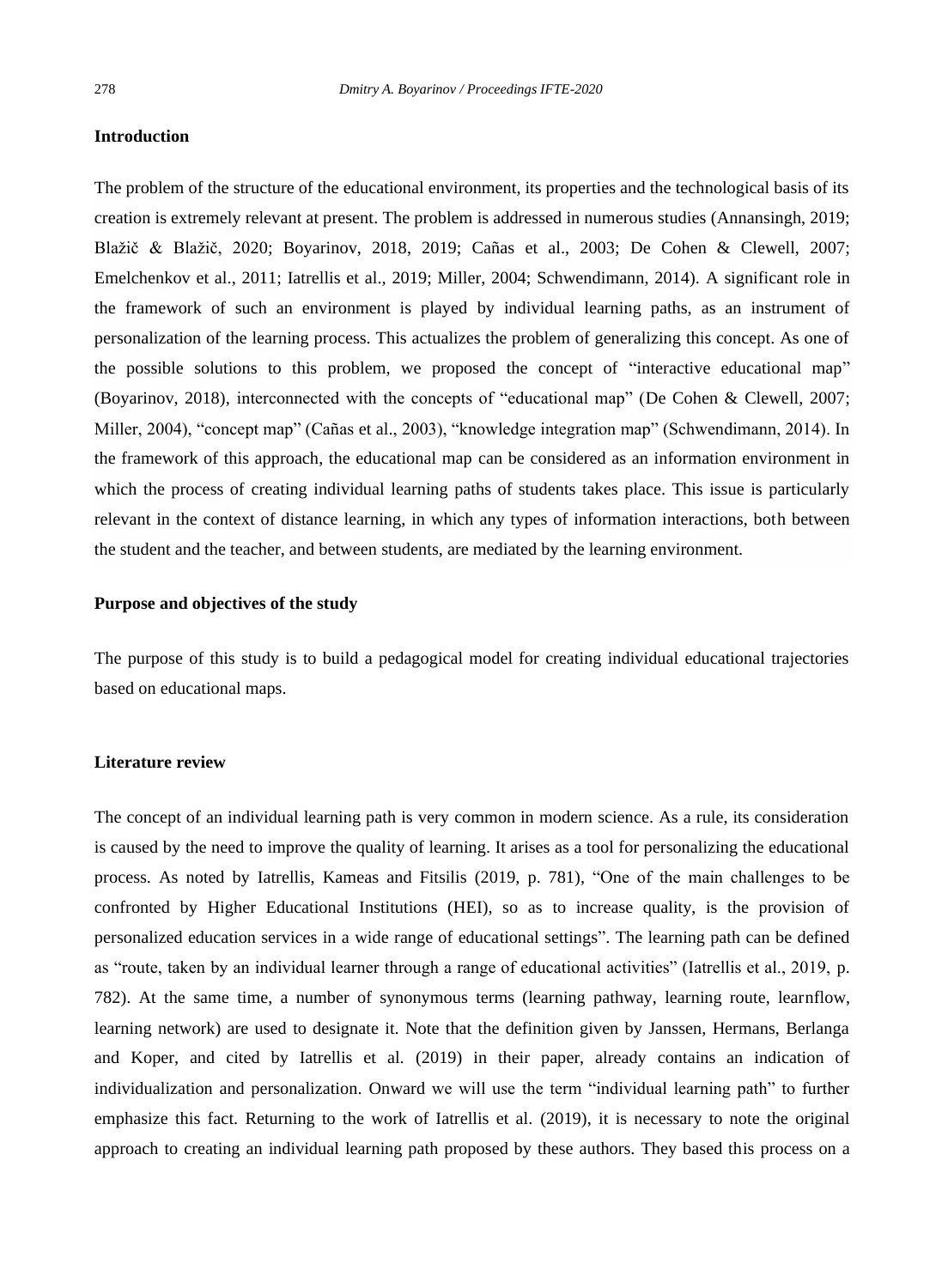## Introduction

The problem of the structure of the educational environment, its properties and the technological basis of its creation is extremely relevant at present. The problem is addressed in numerous studies (Annansingh, 2019; Blažič & Blažič, 2020; Boyarinov, 2018, 2019; Cañas et al., 2003; De Cohen & Clewell, 2007; Emelchenkov et al., 2011; Iatrellis et al., 2019; Miller, 2004; Schwendimann, 2014). A significant role in the framework of such an environment is played by individual learning paths, as an instrument of personalization of the learning process. This actualizes the problem of generalizing this concept. As one of the possible solutions to this problem, we proposed the concept of "interactive educational map" (Boyarinov, 2018), interconnected with the concepts of "educational map" (De Cohen & Clewell, 2007; Miller, 2004), "concept map" (Cañas et al., 2003), "knowledge integration map" (Schwendimann, 2014). In the framework of this approach, the educational map can be considered as an information environment in which the process of creating individual learning paths of students takes place. This issue is particularly relevant in the context of distance learning, in which any types of information interactions, both between the student and the teacher, and between students, are mediated by the learning environment.

## Purpose and objectives of the study

The purpose of this study is to build a pedagogical model for creating individual educational trajectories based on educational maps.

## Literature review

The concept of an individual learning path is very common in modern science. As a rule, its consideration is caused by the need to improve the quality of learning. It arises as a tool for personalizing the educational process. As noted by Iatrellis, Kameas and Fitsilis (2019, p. 781), "One of the main challenges to be confronted by Higher Educational Institutions (HEI), so as to increase quality, is the provision of personalized education services in a wide range of educational settings". The learning path can be defined as "route, taken by an individual learner through a range of educational activities" (Iatrellis et al., 2019, p. 782). At the same time, a number of synonymous terms (learning pathway, learning route, learnflow, learning network) are used to designate it. Note that the definition given by Janssen, Hermans, Berlanga and Koper, and cited by Iatrellis et al. (2019) in their paper, already contains an indication of individualization and personalization. Onward we will use the term "individual learning path" to further emphasize this fact. Returning to the work of Iatrellis et al. (2019), it is necessary to note the original approach to creating an individual learning path proposed by these authors. They based this process on a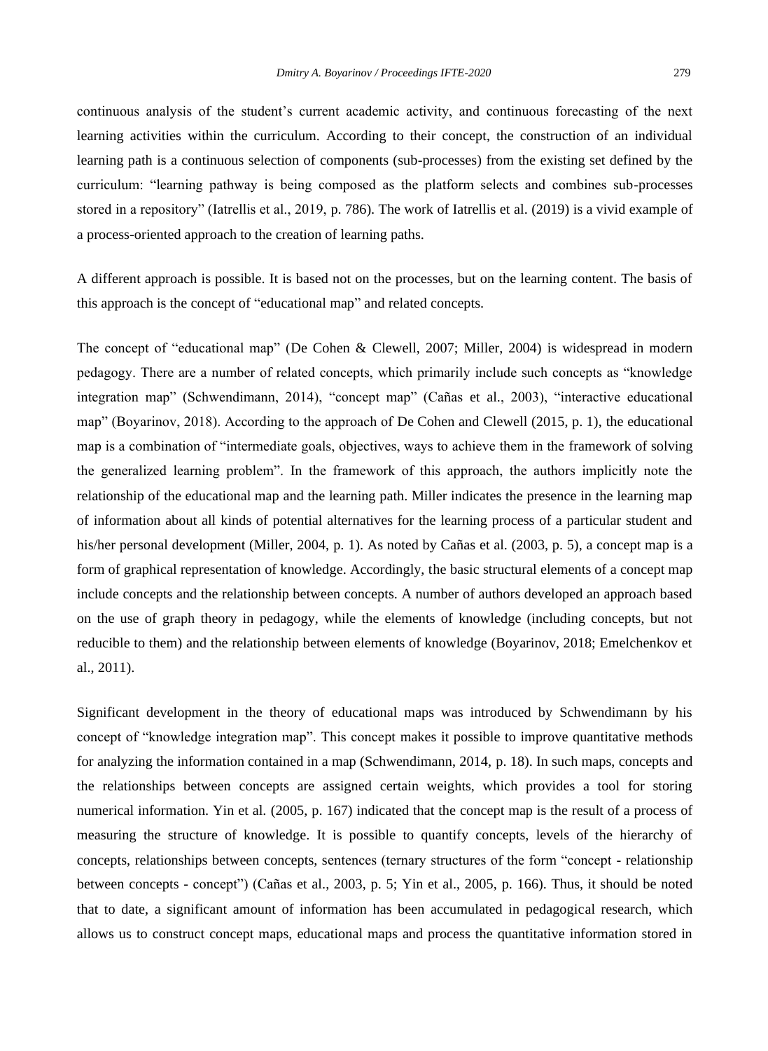continuous analysis of the student's current academic activity, and continuous forecasting of the next learning activities within the curriculum. According to their concept, the construction of an individual learning path is a continuous selection of components (sub-processes) from the existing set defined by the curriculum: "learning pathway is being composed as the platform selects and combines sub-processes stored in a repository" (Iatrellis et al., 2019, p. 786). The work of Iatrellis et al. (2019) is a vivid example of a process-oriented approach to the creation of learning paths.

A different approach is possible. It is based not on the processes, but on the learning content. The basis of this approach is the concept of "educational map" and related concepts.

The concept of "educational map" (De Cohen & Clewell, 2007; Miller, 2004) is widespread in modern pedagogy. There are a number of related concepts, which primarily include such concepts as "knowledge integration map" (Schwendimann, 2014), "concept map" (Cañas et al., 2003), "interactive educational map" (Boyarinov, 2018). According to the approach of De Cohen and Clewell (2015, p. 1), the educational map is a combination of "intermediate goals, objectives, ways to achieve them in the framework of solving the generalized learning problem". In the framework of this approach, the authors implicitly note the relationship of the educational map and the learning path. Miller indicates the presence in the learning map of information about all kinds of potential alternatives for the learning process of a particular student and his/her personal development (Miller, 2004, p. 1). As noted by Cañas et al. (2003, p. 5), a concept map is a form of graphical representation of knowledge. Accordingly, the basic structural elements of a concept map include concepts and the relationship between concepts. A number of authors developed an approach based on the use of graph theory in pedagogy, while the elements of knowledge (including concepts, but not reducible to them) and the relationship between elements of knowledge (Boyarinov, 2018; Emelchenkov et al., 2011).

Significant development in the theory of educational maps was introduced by Schwendimann by his concept of "knowledge integration map". This concept makes it possible to improve quantitative methods for analyzing the information contained in a map (Schwendimann, 2014, p. 18). In such maps, concepts and the relationships between concepts are assigned certain weights, which provides a tool for storing numerical information. Yin et al. (2005, p. 167) indicated that the concept map is the result of a process of measuring the structure of knowledge. It is possible to quantify concepts, levels of the hierarchy of concepts, relationships between concepts, sentences (ternary structures of the form "concept - relationship between concepts - concept") (Cañas et al., 2003, p. 5; Yin et al., 2005, p. 166). Thus, it should be noted that to date, a significant amount of information has been accumulated in pedagogical research, which allows us to construct concept maps, educational maps and process the quantitative information stored in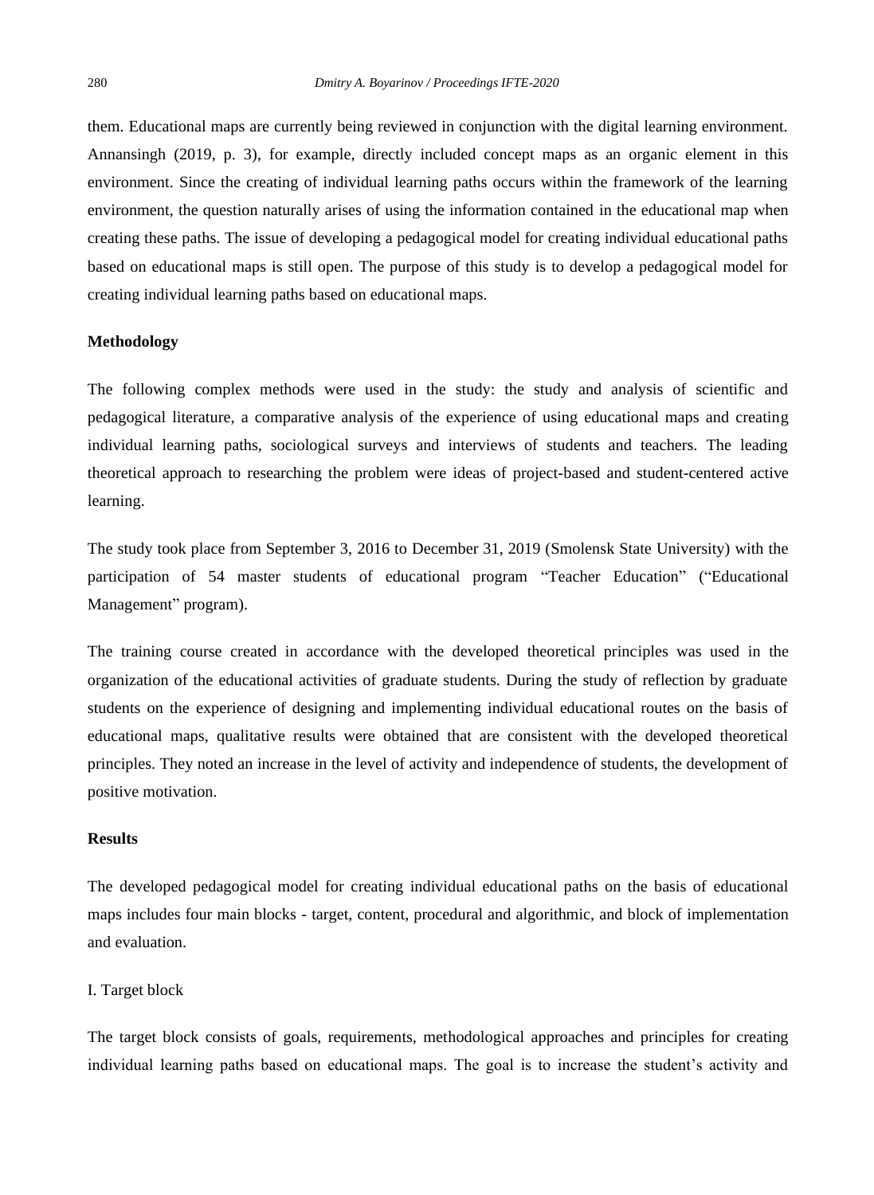them. Educational maps are currently being reviewed in conjunction with the digital learning environment. Annansingh (2019, p. 3), for example, directly included concept maps as an organic element in this environment. Since the creating of individual learning paths occurs within the framework of the learning environment, the question naturally arises of using the information contained in the educational map when creating these paths. The issue of developing a pedagogical model for creating individual educational paths based on educational maps is still open. The purpose of this study is to develop a pedagogical model for creating individual learning paths based on educational maps.

## Methodology

The following complex methods were used in the study: the study and analysis of scientific and pedagogical literature, a comparative analysis of the experience of using educational maps and creating individual learning paths, sociological surveys and interviews of students and teachers. The leading theoretical approach to researching the problem were ideas of project-based and student-centered active learning.

The study took place from September 3, 2016 to December 31, 2019 (Smolensk State University) with the participation of 54 master students of educational program "Teacher Education" ("Educational Management" program).

The training course created in accordance with the developed theoretical principles was used in the organization of the educational activities of graduate students. During the study of reflection by graduate students on the experience of designing and implementing individual educational routes on the basis of educational maps, qualitative results were obtained that are consistent with the developed theoretical principles. They noted an increase in the level of activity and independence of students, the development of positive motivation.

## Results

The developed pedagogical model for creating individual educational paths on the basis of educational maps includes four main blocks - target, content, procedural and algorithmic, and block of implementation and evaluation.

### I. Target block

The target block consists of goals, requirements, methodological approaches and principles for creating individual learning paths based on educational maps. The goal is to increase the student's activity and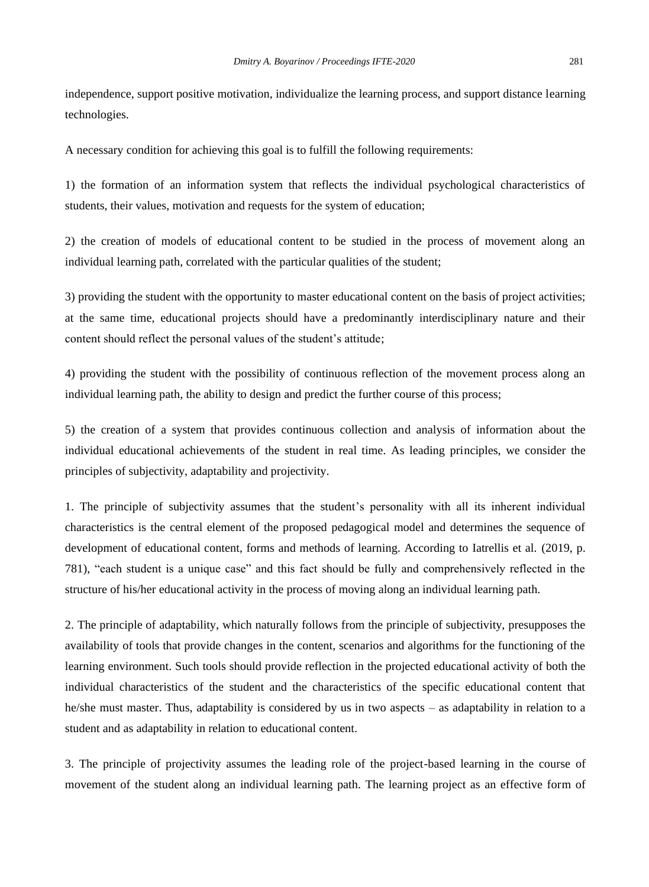independence, support positive motivation, individualize the learning process, and support distance learning technologies.

A necessary condition for achieving this goal is to fulfill the following requirements:

1) the formation of an information system that reflects the individual psychological characteristics of students, their values, motivation and requests for the system of education;

2) the creation of models of educational content to be studied in the process of movement along an individual learning path, correlated with the particular qualities of the student;

3) providing the student with the opportunity to master educational content on the basis of project activities; at the same time, educational projects should have a predominantly interdisciplinary nature and their content should reflect the personal values of the student's attitude;

4) providing the student with the possibility of continuous reflection of the movement process along an individual learning path, the ability to design and predict the further course of this process;

5) the creation of a system that provides continuous collection and analysis of information about the individual educational achievements of the student in real time. As leading principles, we consider the principles of subjectivity, adaptability and projectivity.

1. The principle of subjectivity assumes that the student's personality with all its inherent individual characteristics is the central element of the proposed pedagogical model and determines the sequence of development of educational content, forms and methods of learning. According to Iatrellis et al. (2019, p. 781), "each student is a unique case" and this fact should be fully and comprehensively reflected in the structure of his/her educational activity in the process of moving along an individual learning path.

2. The principle of adaptability, which naturally follows from the principle of subjectivity, presupposes the availability of tools that provide changes in the content, scenarios and algorithms for the functioning of the learning environment. Such tools should provide reflection in the projected educational activity of both the individual characteristics of the student and the characteristics of the specific educational content that he/she must master. Thus, adaptability is considered by us in two aspects – as adaptability in relation to a student and as adaptability in relation to educational content.

3. The principle of projectivity assumes the leading role of the project-based learning in the course of movement of the student along an individual learning path. The learning project as an effective form of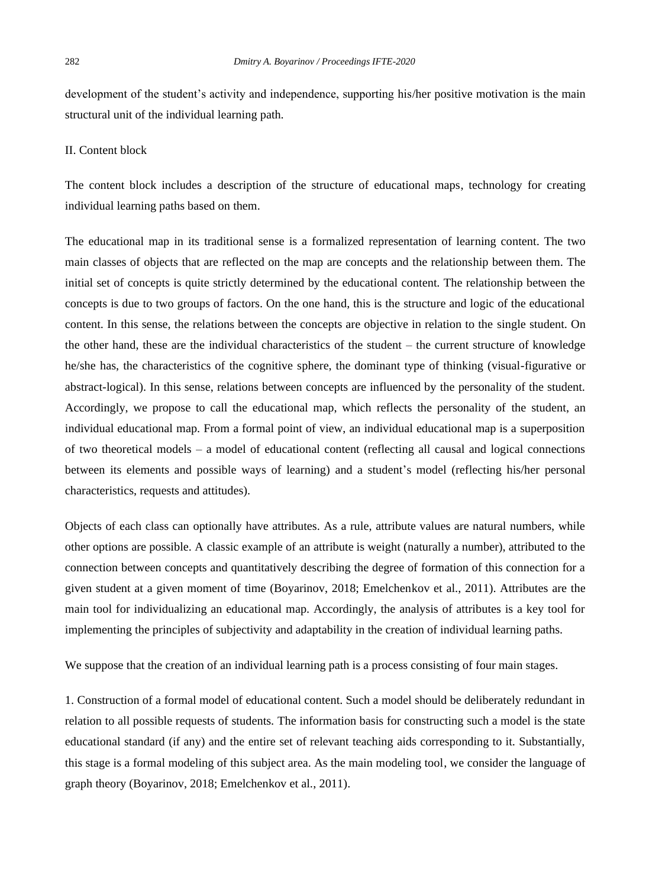development of the student's activity and independence, supporting his/her positive motivation is the main structural unit of the individual learning path.

II. Content block

The content block includes a description of the structure of educational maps, technology for creating individual learning paths based on them.

The educational map in its traditional sense is a formalized representation of learning content. The two main classes of objects that are reflected on the map are concepts and the relationship between them. The initial set of concepts is quite strictly determined by the educational content. The relationship between the concepts is due to two groups of factors. On the one hand, this is the structure and logic of the educational content. In this sense, the relations between the concepts are objective in relation to the single student. On the other hand, these are the individual characteristics of the student – the current structure of knowledge he/she has, the characteristics of the cognitive sphere, the dominant type of thinking (visual-figurative or abstract-logical). In this sense, relations between concepts are influenced by the personality of the student. Accordingly, we propose to call the educational map, which reflects the personality of the student, an individual educational map. From a formal point of view, an individual educational map is a superposition of two theoretical models – a model of educational content (reflecting all causal and logical connections between its elements and possible ways of learning) and a student's model (reflecting his/her personal characteristics, requests and attitudes).

Objects of each class can optionally have attributes. As a rule, attribute values are natural numbers, while other options are possible. A classic example of an attribute is weight (naturally a number), attributed to the connection between concepts and quantitatively describing the degree of formation of this connection for a given student at a given moment of time (Boyarinov, 2018; Emelchenkov et al., 2011). Attributes are the main tool for individualizing an educational map. Accordingly, the analysis of attributes is a key tool for implementing the principles of subjectivity and adaptability in the creation of individual learning paths.

We suppose that the creation of an individual learning path is a process consisting of four main stages.

1. Construction of a formal model of educational content. Such a model should be deliberately redundant in relation to all possible requests of students. The information basis for constructing such a model is the state educational standard (if any) and the entire set of relevant teaching aids corresponding to it. Substantially, this stage is a formal modeling of this subject area. As the main modeling tool, we consider the language of graph theory (Boyarinov, 2018; Emelchenkov et al., 2011).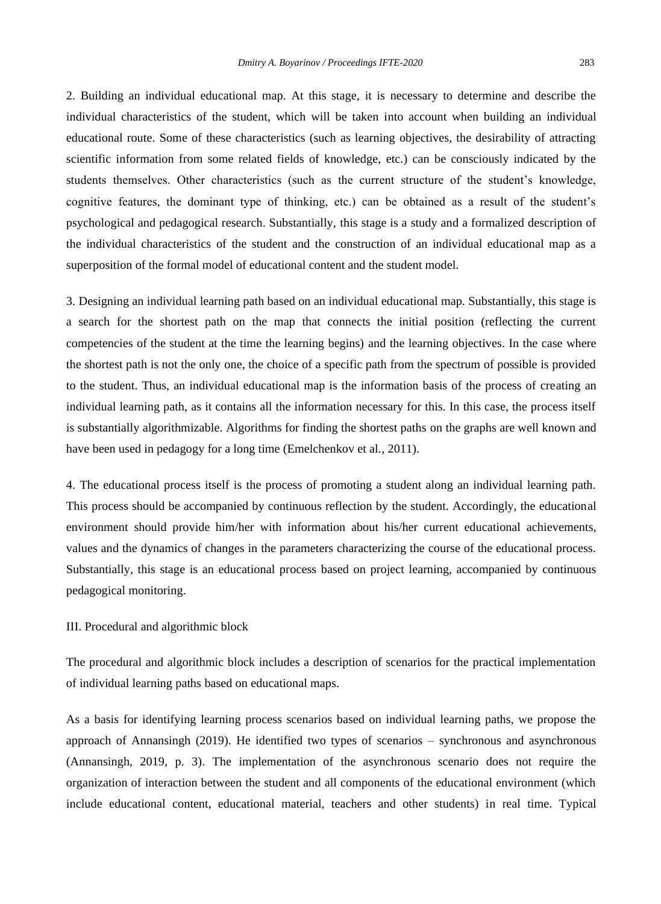2. Building an individual educational map. At this stage, it is necessary to determine and describe the individual characteristics of the student, which will be taken into account when building an individual educational route. Some of these characteristics (such as learning objectives, the desirability of attracting scientific information from some related fields of knowledge, etc.) can be consciously indicated by the students themselves. Other characteristics (such as the current structure of the student's knowledge, cognitive features, the dominant type of thinking, etc.) can be obtained as a result of the student's psychological and pedagogical research. Substantially, this stage is a study and a formalized description of the individual characteristics of the student and the construction of an individual educational map as a superposition of the formal model of educational content and the student model.

3. Designing an individual learning path based on an individual educational map. Substantially, this stage is a search for the shortest path on the map that connects the initial position (reflecting the current competencies of the student at the time the learning begins) and the learning objectives. In the case where the shortest path is not the only one, the choice of a specific path from the spectrum of possible is provided to the student. Thus, an individual educational map is the information basis of the process of creating an individual learning path, as it contains all the information necessary for this. In this case, the process itself is substantially algorithmizable. Algorithms for finding the shortest paths on the graphs are well known and have been used in pedagogy for a long time (Emelchenkov et al., 2011).

4. The educational process itself is the process of promoting a student along an individual learning path. This process should be accompanied by continuous reflection by the student. Accordingly, the educational environment should provide him/her with information about his/her current educational achievements, values and the dynamics of changes in the parameters characterizing the course of the educational process. Substantially, this stage is an educational process based on project learning, accompanied by continuous pedagogical monitoring.

III. Procedural and algorithmic block

The procedural and algorithmic block includes a description of scenarios for the practical implementation of individual learning paths based on educational maps.

As a basis for identifying learning process scenarios based on individual learning paths, we propose the approach of Annansingh (2019). He identified two types of scenarios – synchronous and asynchronous (Annansingh, 2019, p. 3). The implementation of the asynchronous scenario does not require the organization of interaction between the student and all components of the educational environment (which include educational content, educational material, teachers and other students) in real time. Typical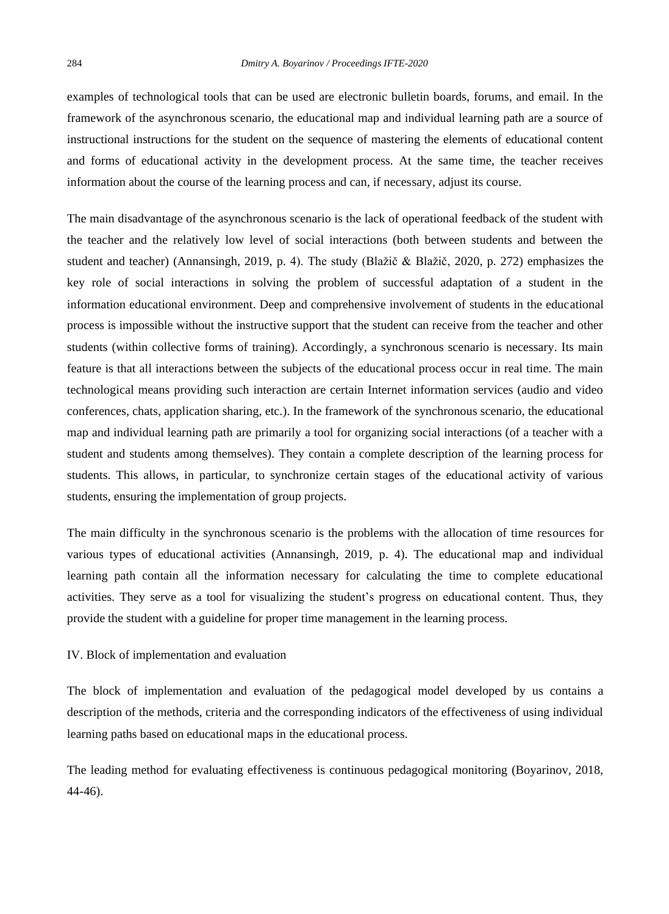examples of technological tools that can be used are electronic bulletin boards, forums, and email. In the framework of the asynchronous scenario, the educational map and individual learning path are a source of instructional instructions for the student on the sequence of mastering the elements of educational content and forms of educational activity in the development process. At the same time, the teacher receives information about the course of the learning process and can, if necessary, adjust its course.

The main disadvantage of the asynchronous scenario is the lack of operational feedback of the student with the teacher and the relatively low level of social interactions (both between students and between the student and teacher) (Annansingh, 2019, p. 4). The study (Blažič & Blažič, 2020, p. 272) emphasizes the key role of social interactions in solving the problem of successful adaptation of a student in the information educational environment. Deep and comprehensive involvement of students in the educational process is impossible without the instructive support that the student can receive from the teacher and other students (within collective forms of training). Accordingly, a synchronous scenario is necessary. Its main feature is that all interactions between the subjects of the educational process occur in real time. The main technological means providing such interaction are certain Internet information services (audio and video conferences, chats, application sharing, etc.). In the framework of the synchronous scenario, the educational map and individual learning path are primarily a tool for organizing social interactions (of a teacher with a student and students among themselves). They contain a complete description of the learning process for students. This allows, in particular, to synchronize certain stages of the educational activity of various students, ensuring the implementation of group projects.

The main difficulty in the synchronous scenario is the problems with the allocation of time resources for various types of educational activities (Annansingh, 2019, p. 4). The educational map and individual learning path contain all the information necessary for calculating the time to complete educational activities. They serve as a tool for visualizing the student's progress on educational content. Thus, they provide the student with a guideline for proper time management in the learning process.

IV. Block of implementation and evaluation

The block of implementation and evaluation of the pedagogical model developed by us contains a description of the methods, criteria and the corresponding indicators of the effectiveness of using individual learning paths based on educational maps in the educational process.

The leading method for evaluating effectiveness is continuous pedagogical monitoring (Boyarinov, 2018, 44-46).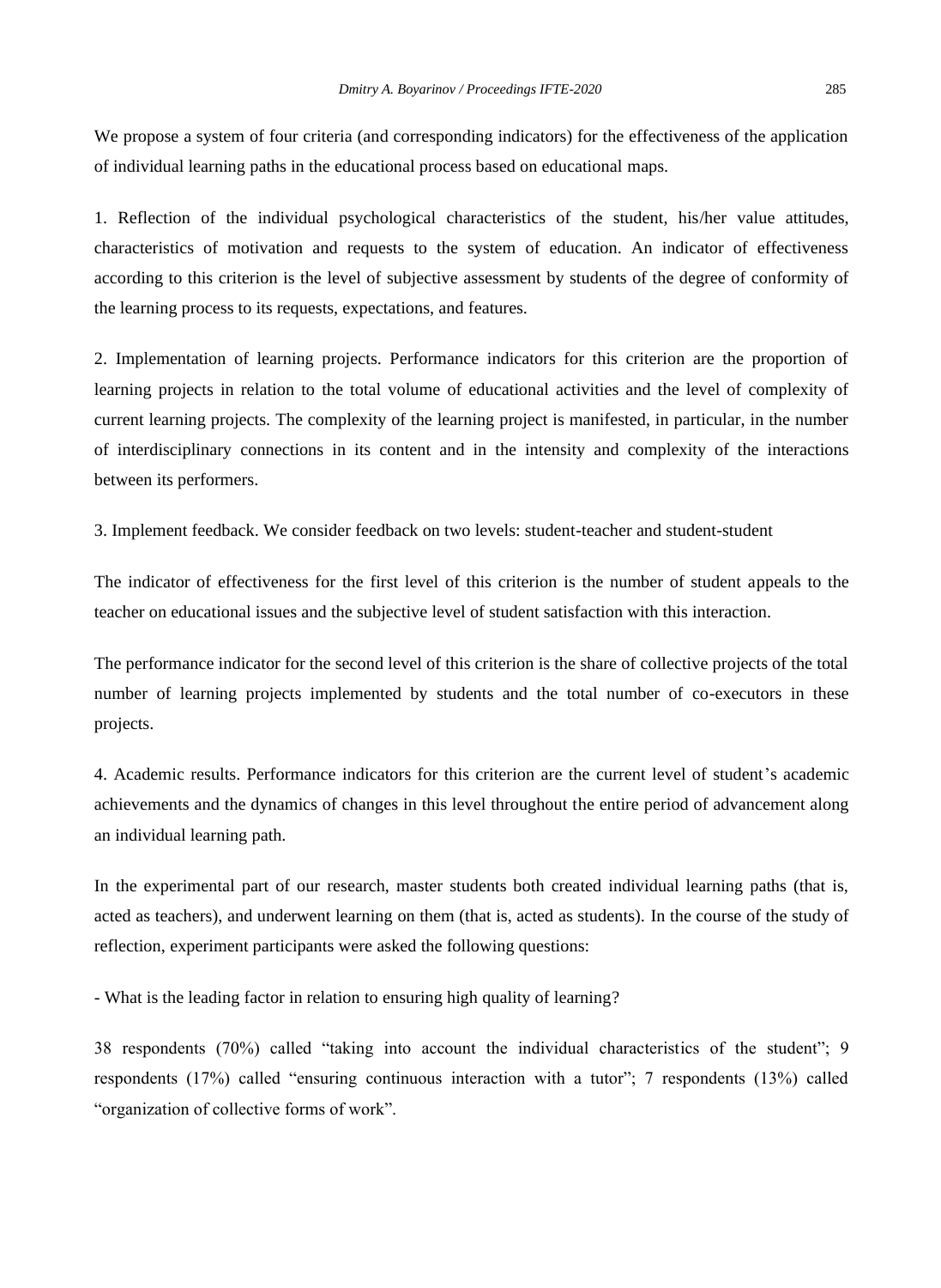We propose a system of four criteria (and corresponding indicators) for the effectiveness of the application of individual learning paths in the educational process based on educational maps.

1. Reflection of the individual psychological characteristics of the student, his/her value attitudes, characteristics of motivation and requests to the system of education. An indicator of effectiveness according to this criterion is the level of subjective assessment by students of the degree of conformity of the learning process to its requests, expectations, and features.

2. Implementation of learning projects. Performance indicators for this criterion are the proportion of learning projects in relation to the total volume of educational activities and the level of complexity of current learning projects. The complexity of the learning project is manifested, in particular, in the number of interdisciplinary connections in its content and in the intensity and complexity of the interactions between its performers.

3. Implement feedback. We consider feedback on two levels: student-teacher and student-student

The indicator of effectiveness for the first level of this criterion is the number of student appeals to the teacher on educational issues and the subjective level of student satisfaction with this interaction.

The performance indicator for the second level of this criterion is the share of collective projects of the total number of learning projects implemented by students and the total number of co-executors in these projects.

4. Academic results. Performance indicators for this criterion are the current level of student's academic achievements and the dynamics of changes in this level throughout the entire period of advancement along an individual learning path.

In the experimental part of our research, master students both created individual learning paths (that is, acted as teachers), and underwent learning on them (that is, acted as students). In the course of the study of reflection, experiment participants were asked the following questions:

- What is the leading factor in relation to ensuring high quality of learning?

38 respondents (70%) called "taking into account the individual characteristics of the student"; 9 respondents (17%) called "ensuring continuous interaction with a tutor"; 7 respondents (13%) called "organization of collective forms of work".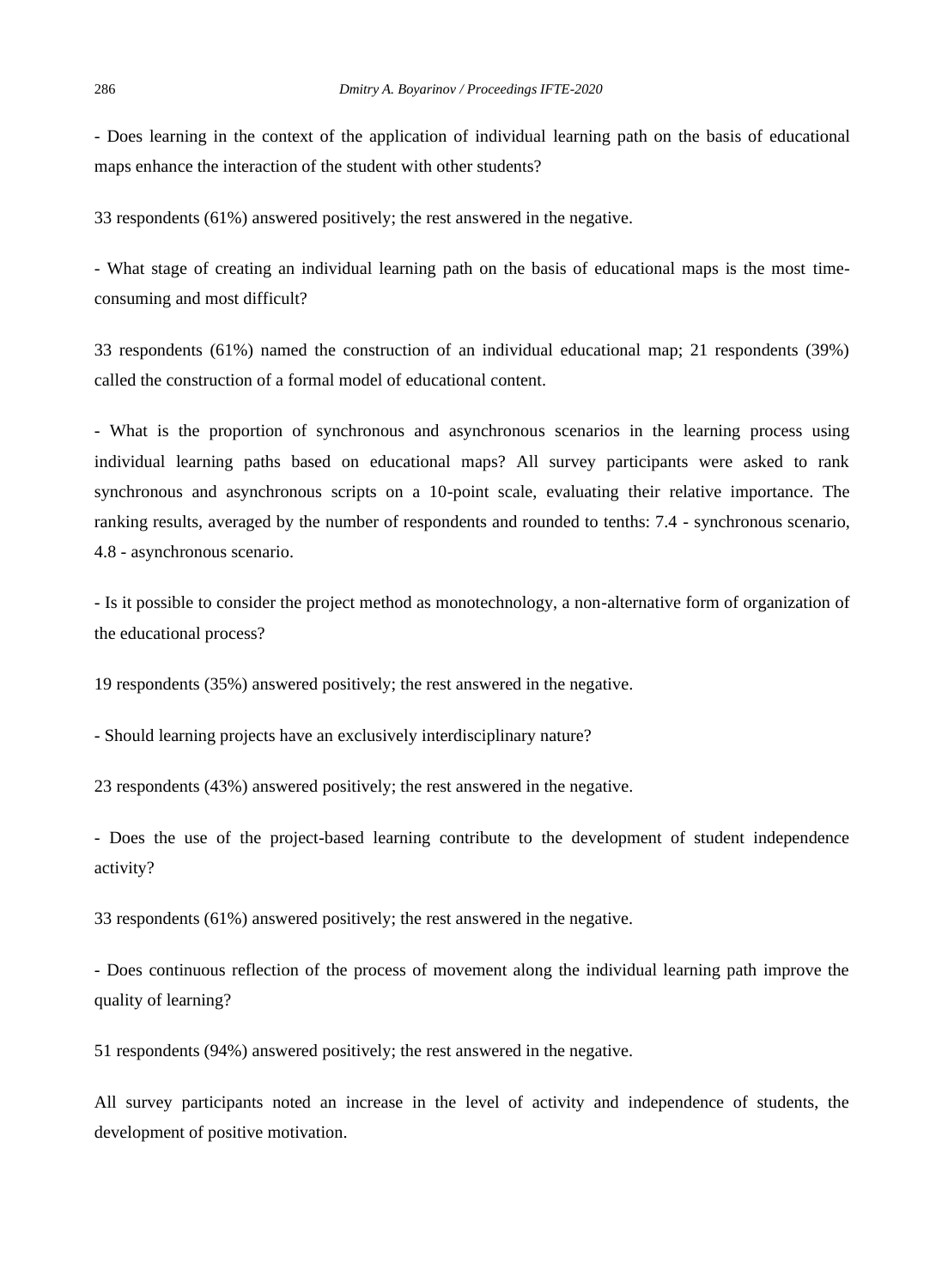- Does learning in the context of the application of individual learning path on the basis of educational maps enhance the interaction of the student with other students?

33 respondents (61%) answered positively; the rest answered in the negative.

- What stage of creating an individual learning path on the basis of educational maps is the most time-consuming and most difficult?

33 respondents (61%) named the construction of an individual educational map; 21 respondents (39%) called the construction of a formal model of educational content.

- What is the proportion of synchronous and asynchronous scenarios in the learning process using individual learning paths based on educational maps? All survey participants were asked to rank synchronous and asynchronous scripts on a 10-point scale, evaluating their relative importance. The ranking results, averaged by the number of respondents and rounded to tenths: 7.4 - synchronous scenario, 4.8 - asynchronous scenario.

- Is it possible to consider the project method as monotechnology, a non-alternative form of organization of the educational process?

19 respondents (35%) answered positively; the rest answered in the negative.

- Should learning projects have an exclusively interdisciplinary nature?

23 respondents (43%) answered positively; the rest answered in the negative.

- Does the use of the project-based learning contribute to the development of student independence activity?

33 respondents (61%) answered positively; the rest answered in the negative.

- Does continuous reflection of the process of movement along the individual learning path improve the quality of learning?

51 respondents (94%) answered positively; the rest answered in the negative.

All survey participants noted an increase in the level of activity and independence of students, the development of positive motivation.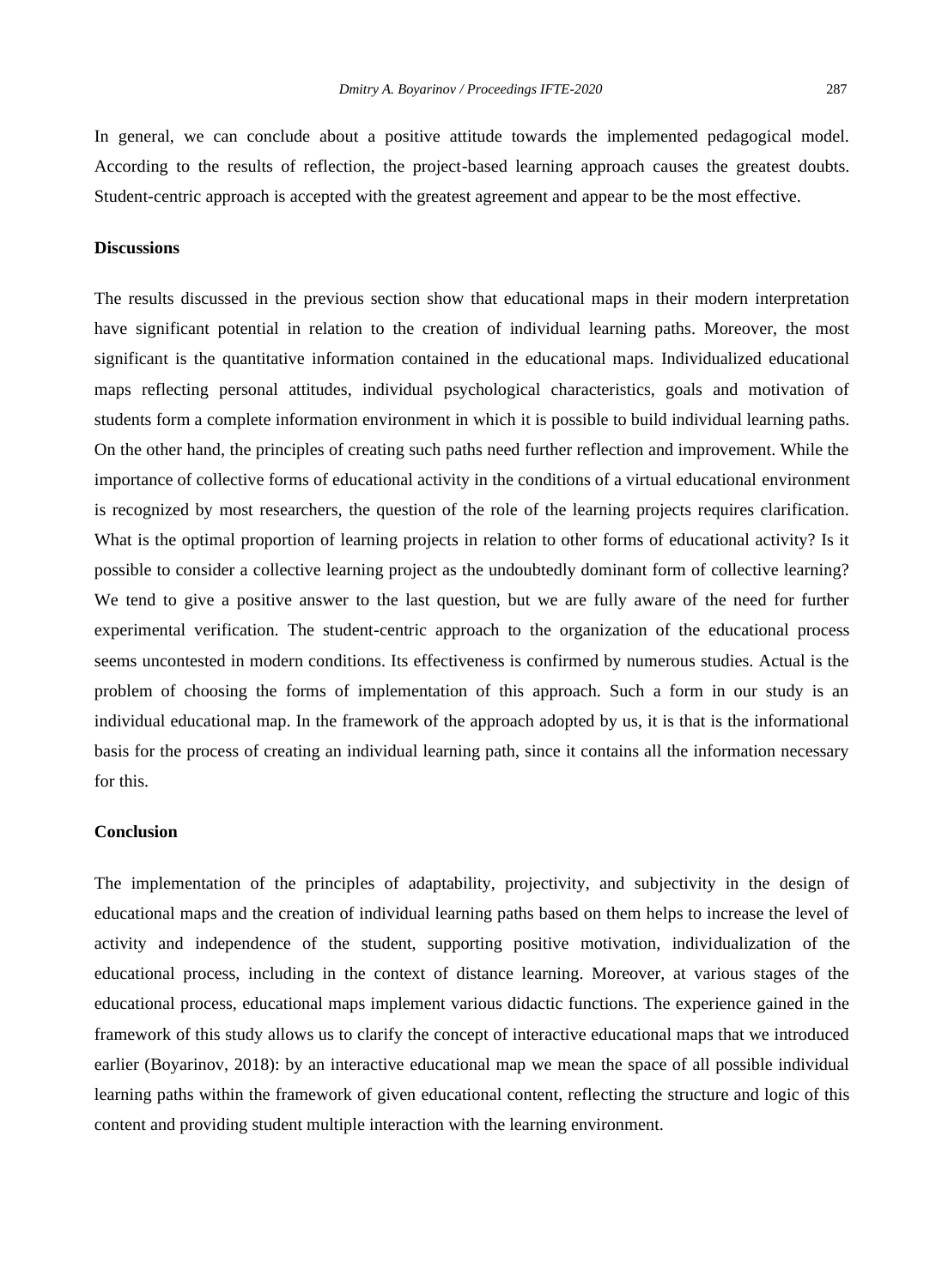In general, we can conclude about a positive attitude towards the implemented pedagogical model. According to the results of reflection, the project-based learning approach causes the greatest doubts. Student-centric approach is accepted with the greatest agreement and appear to be the most effective.

**Discussions**

The results discussed in the previous section show that educational maps in their modern interpretation have significant potential in relation to the creation of individual learning paths. Moreover, the most significant is the quantitative information contained in the educational maps. Individualized educational maps reflecting personal attitudes, individual psychological characteristics, goals and motivation of students form a complete information environment in which it is possible to build individual learning paths. On the other hand, the principles of creating such paths need further reflection and improvement. While the importance of collective forms of educational activity in the conditions of a virtual educational environment is recognized by most researchers, the question of the role of the learning projects requires clarification. What is the optimal proportion of learning projects in relation to other forms of educational activity? Is it possible to consider a collective learning project as the undoubtedly dominant form of collective learning? We tend to give a positive answer to the last question, but we are fully aware of the need for further experimental verification. The student-centric approach to the organization of the educational process seems uncontested in modern conditions. Its effectiveness is confirmed by numerous studies. Actual is the problem of choosing the forms of implementation of this approach. Such a form in our study is an individual educational map. In the framework of the approach adopted by us, it is that is the informational basis for the process of creating an individual learning path, since it contains all the information necessary for this.

**Conclusion**

The implementation of the principles of adaptability, projectivity, and subjectivity in the design of educational maps and the creation of individual learning paths based on them helps to increase the level of activity and independence of the student, supporting positive motivation, individualization of the educational process, including in the context of distance learning. Moreover, at various stages of the educational process, educational maps implement various didactic functions. The experience gained in the framework of this study allows us to clarify the concept of interactive educational maps that we introduced earlier (Boyarinov, 2018): by an interactive educational map we mean the space of all possible individual learning paths within the framework of given educational content, reflecting the structure and logic of this content and providing student multiple interaction with the learning environment.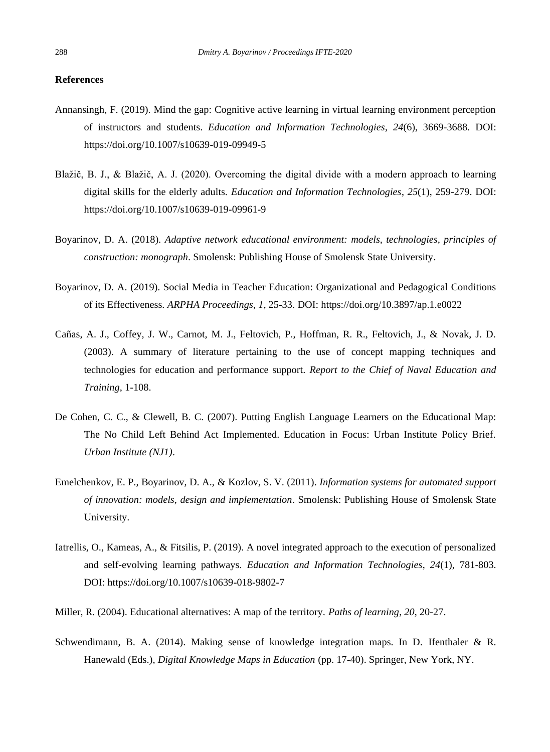## References

Annansingh, F. (2019). Mind the gap: Cognitive active learning in virtual learning environment perception of instructors and students. *Education and Information Technologies*, *24*(6), 3669-3688. DOI: https://doi.org/10.1007/s10639-019-09949-5

Blažič, B. J., & Blažič, A. J. (2020). Overcoming the digital divide with a modern approach to learning digital skills for the elderly adults. *Education and Information Technologies*, *25*(1), 259-279. DOI: https://doi.org/10.1007/s10639-019-09961-9

Boyarinov, D. A. (2018). *Adaptive network educational environment: models, technologies, principles of construction: monograph*. Smolensk: Publishing House of Smolensk State University.

Boyarinov, D. A. (2019). Social Media in Teacher Education: Organizational and Pedagogical Conditions of its Effectiveness. *ARPHA Proceedings*, *1*, 25-33. DOI: https://doi.org/10.3897/ap.1.e0022

Cañas, A. J., Coffey, J. W., Carnot, M. J., Feltovich, P., Hoffman, R. R., Feltovich, J., & Novak, J. D. (2003). A summary of literature pertaining to the use of concept mapping techniques and technologies for education and performance support. *Report to the Chief of Naval Education and Training*, 1-108.

De Cohen, C. C., & Clewell, B. C. (2007). Putting English Language Learners on the Educational Map: The No Child Left Behind Act Implemented. Education in Focus: Urban Institute Policy Brief. *Urban Institute (NJ1)*.

Emelchenkov, E. P., Boyarinov, D. A., & Kozlov, S. V. (2011). *Information systems for automated support of innovation: models, design and implementation*. Smolensk: Publishing House of Smolensk State University.

Iatrellis, O., Kameas, A., & Fitsilis, P. (2019). A novel integrated approach to the execution of personalized and self-evolving learning pathways. *Education and Information Technologies*, *24*(1), 781-803. DOI: https://doi.org/10.1007/s10639-018-9802-7

Miller, R. (2004). Educational alternatives: A map of the territory. *Paths of learning*, *20*, 20-27.

Schwendimann, B. A. (2014). Making sense of knowledge integration maps. In D. Ifenthaler & R. Hanewald (Eds.), *Digital Knowledge Maps in Education* (pp. 17-40). Springer, New York, NY.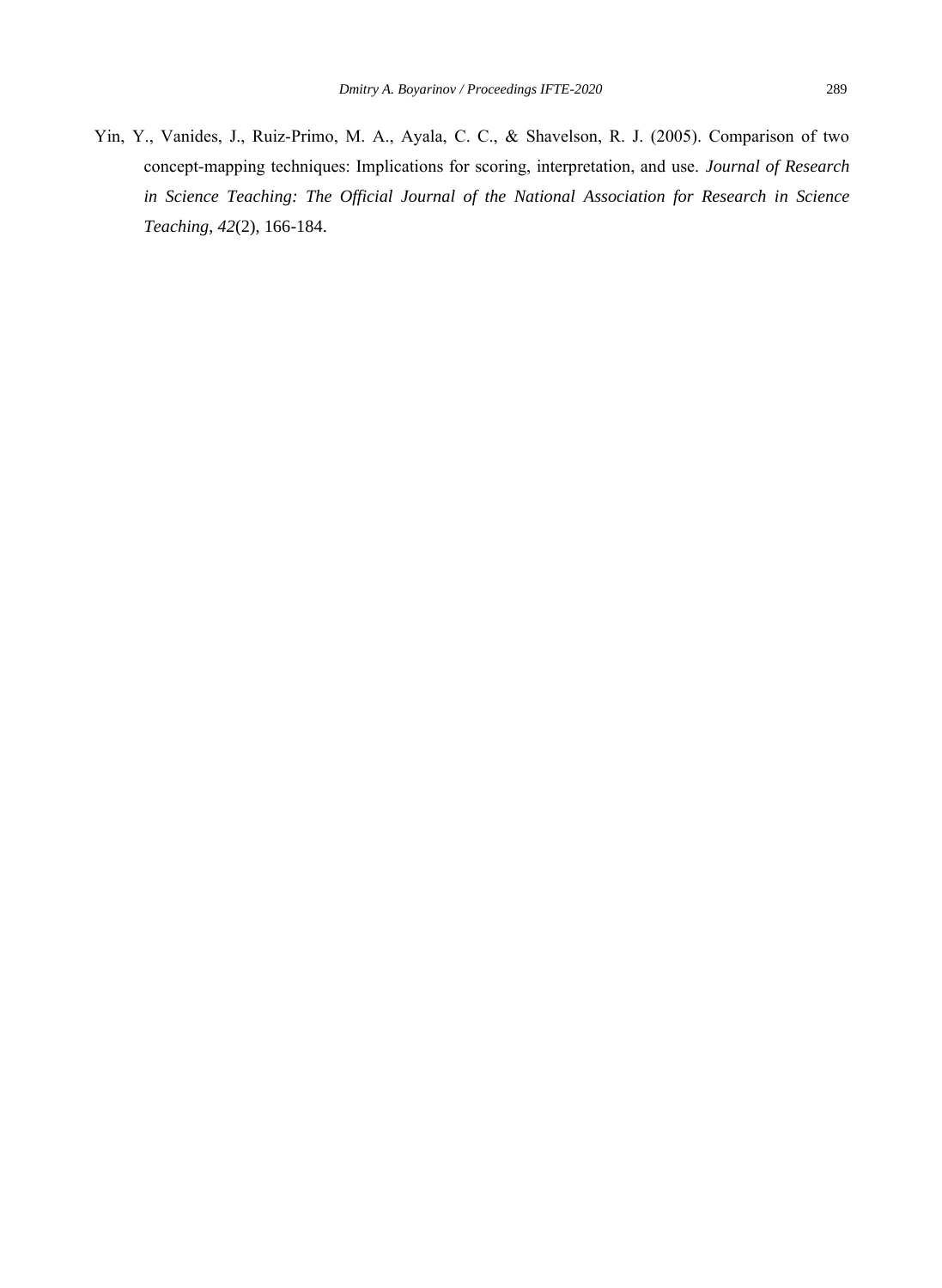Yin, Y., Vanides, J., Ruiz-Primo, M. A., Ayala, C. C., & Shavelson, R. J. (2005). Comparison of two concept-mapping techniques: Implications for scoring, interpretation, and use. *Journal of Research in Science Teaching: The Official Journal of the National Association for Research in Science Teaching*, *42*(2), 166-184.